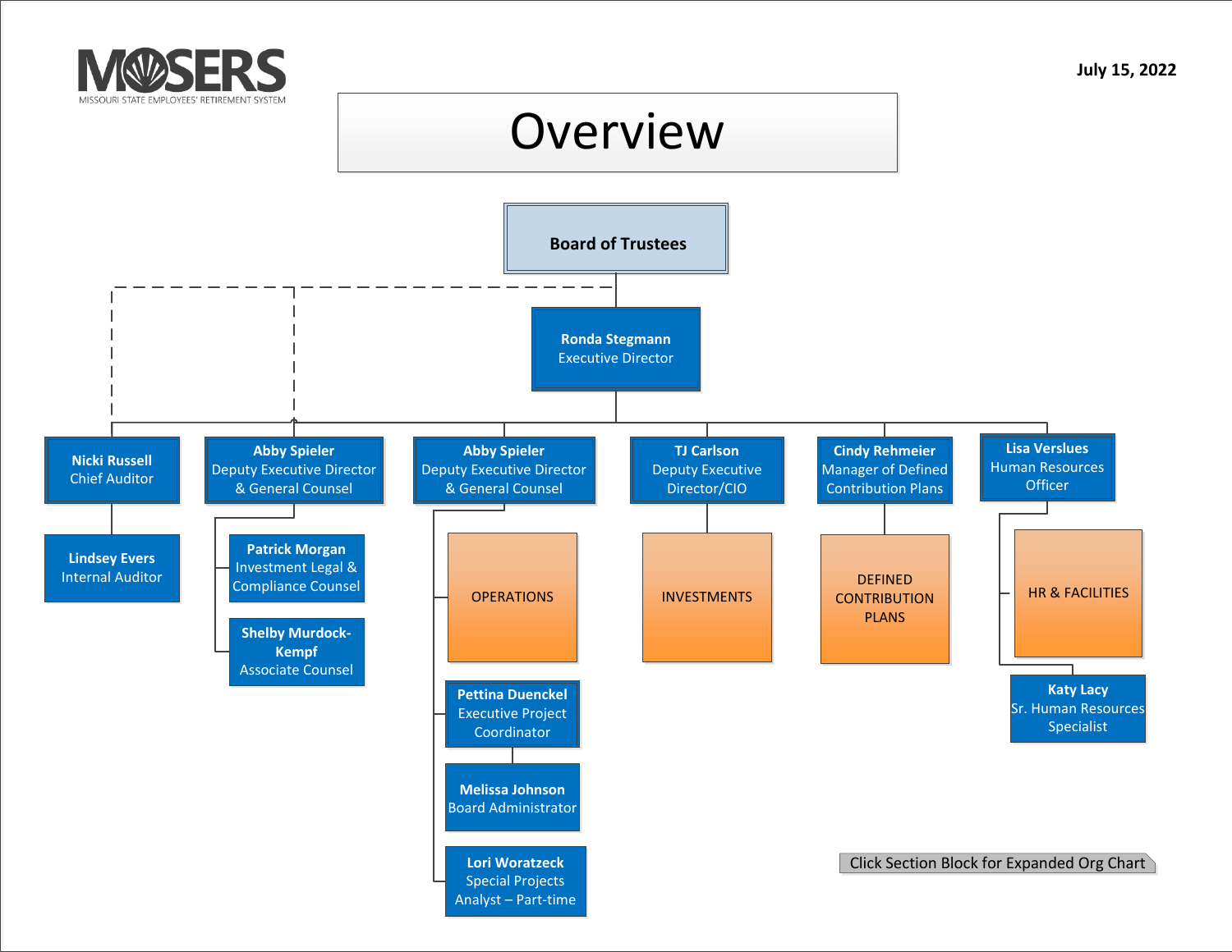MOSERS
MISSOURI STATE EMPLOYEES' RETIREMENT SYSTEM

July 15, 2022

# Overview

**Board of Trustees**

- **Ronda Stegmann** – Executive Director
  - **Nicki Russell** – Chief Auditor
    - **Lindsey Evers** – Internal Auditor
  - **Abby Spieler** – Deputy Executive Director & General Counsel
    - **Patrick Morgan** – Investment Legal & Compliance Counsel
    - **Shelby Murdock-Kempf** – Associate Counsel
  - **Abby Spieler** – Deputy Executive Director & General Counsel
    - OPERATIONS
    - **Pettina Duenckel** – Executive Project Coordinator
      - **Melissa Johnson** – Board Administrator
    - **Lori Woratzeck** – Special Projects Analyst – Part-time
  - **TJ Carlson** – Deputy Executive Director/CIO
    - INVESTMENTS
  - **Cindy Rehmeier** – Manager of Defined Contribution Plans
    - DEFINED CONTRIBUTION PLANS
  - **Lisa Verslues** – Human Resources Officer
    - HR & FACILITIES
    - **Katy Lacy** – Sr. Human Resources Specialist

Click Section Block for Expanded Org Chart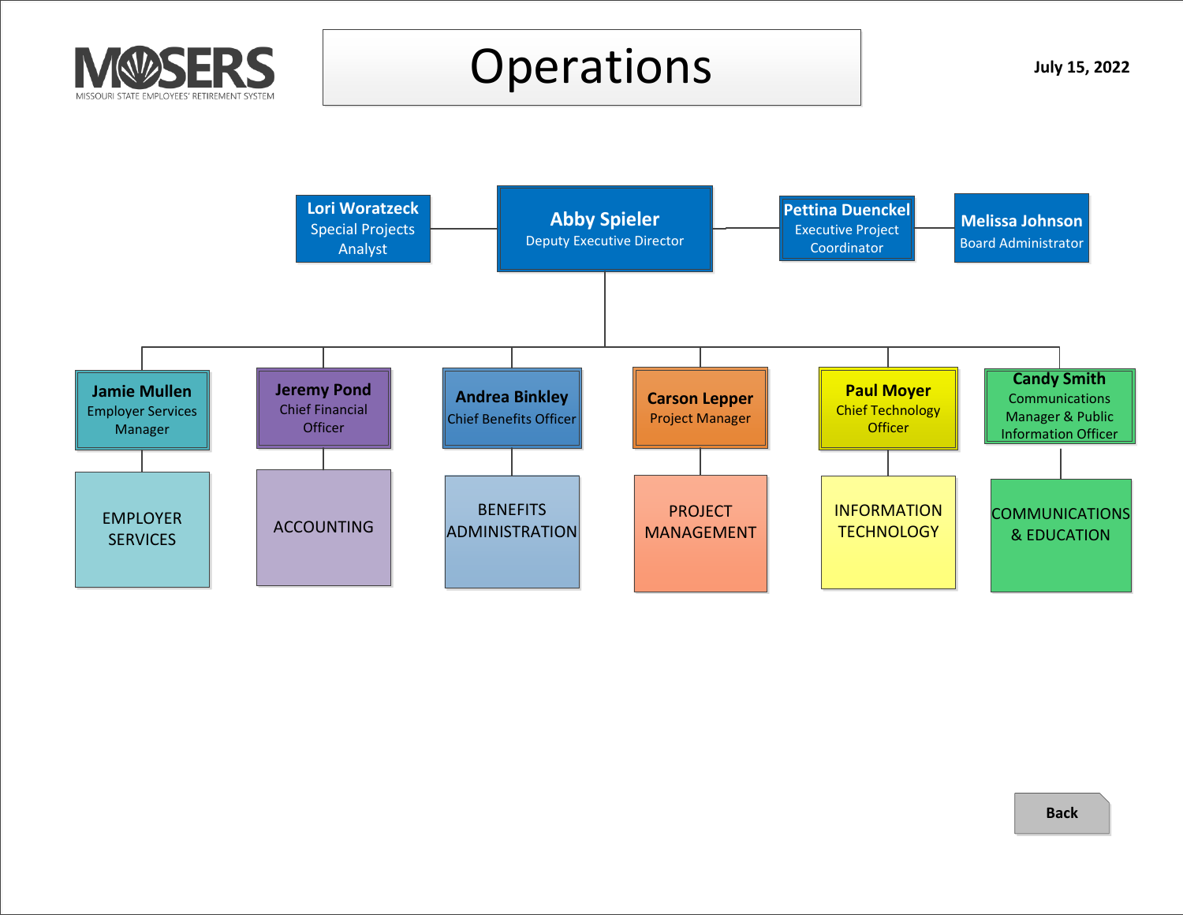# Operations

July 15, 2022

- **Abby Spieler** — Deputy Executive Director
  - **Lori Woratzeck** — Special Projects Analyst
  - **Pettina Duenckel** — Executive Project Coordinator
    - **Melissa Johnson** — Board Administrator
  - **Jamie Mullen** — Employer Services Manager
    - EMPLOYER SERVICES
  - **Jeremy Pond** — Chief Financial Officer
    - ACCOUNTING
  - **Andrea Binkley** — Chief Benefits Officer
    - BENEFITS ADMINISTRATION
  - **Carson Lepper** — Project Manager
    - PROJECT MANAGEMENT
  - **Paul Moyer** — Chief Technology Officer
    - INFORMATION TECHNOLOGY
  - **Candy Smith** — Communications Manager & Public Information Officer
    - COMMUNICATIONS & EDUCATION

Back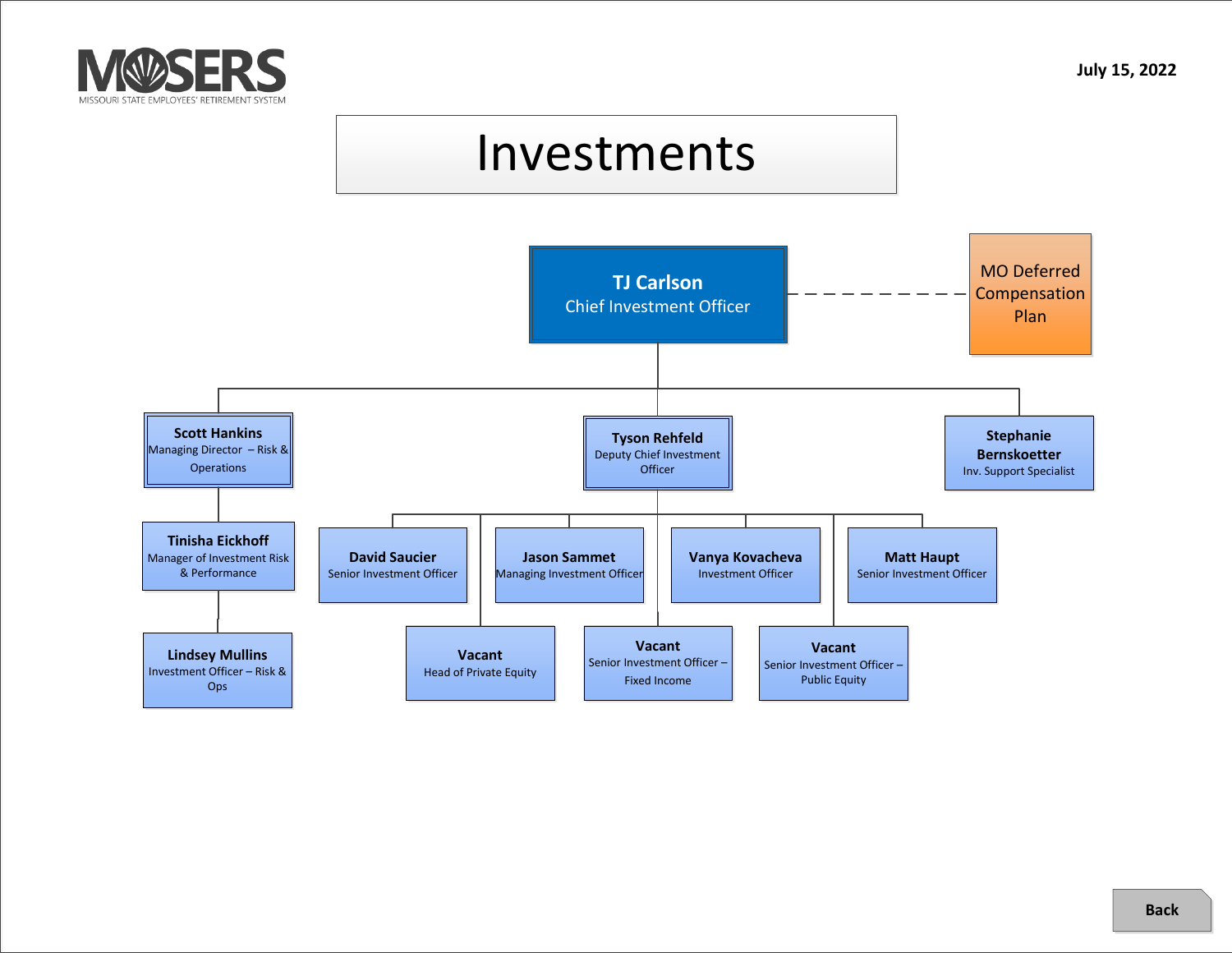MOSERS
MISSOURI STATE EMPLOYEES' RETIREMENT SYSTEM

July 15, 2022

# Investments

- **TJ Carlson** – Chief Investment Officer
  - MO Deferred Compensation Plan (dashed line)
  - **Scott Hankins** – Managing Director – Risk & Operations
    - **Tinisha Eickhoff** – Manager of Investment Risk & Performance
      - **Lindsey Mullins** – Investment Officer – Risk & Ops
  - **Tyson Rehfeld** – Deputy Chief Investment Officer
    - **David Saucier** – Senior Investment Officer
    - **Jason Sammet** – Managing Investment Officer
    - **Vanya Kovacheva** – Investment Officer
    - **Matt Haupt** – Senior Investment Officer
    - **Vacant** – Head of Private Equity
    - **Vacant** – Senior Investment Officer – Fixed Income
    - **Vacant** – Senior Investment Officer – Public Equity
  - **Stephanie Bernskoetter** – Inv. Support Specialist

Back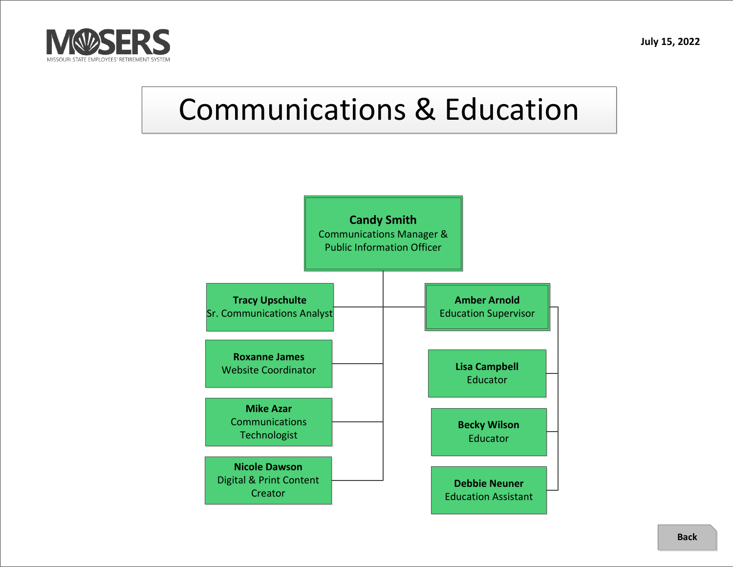MOSERS
MISSOURI STATE EMPLOYEES' RETIREMENT SYSTEM

July 15, 2022

# Communications & Education

**Candy Smith**
Communications Manager & Public Information Officer

- **Tracy Upschulte**
  Sr. Communications Analyst
- **Roxanne James**
  Website Coordinator
- **Mike Azar**
  Communications Technologist
- **Nicole Dawson**
  Digital & Print Content Creator
- **Amber Arnold**
  Education Supervisor
  - **Lisa Campbell**
    Educator
  - **Becky Wilson**
    Educator
  - **Debbie Neuner**
    Education Assistant

Back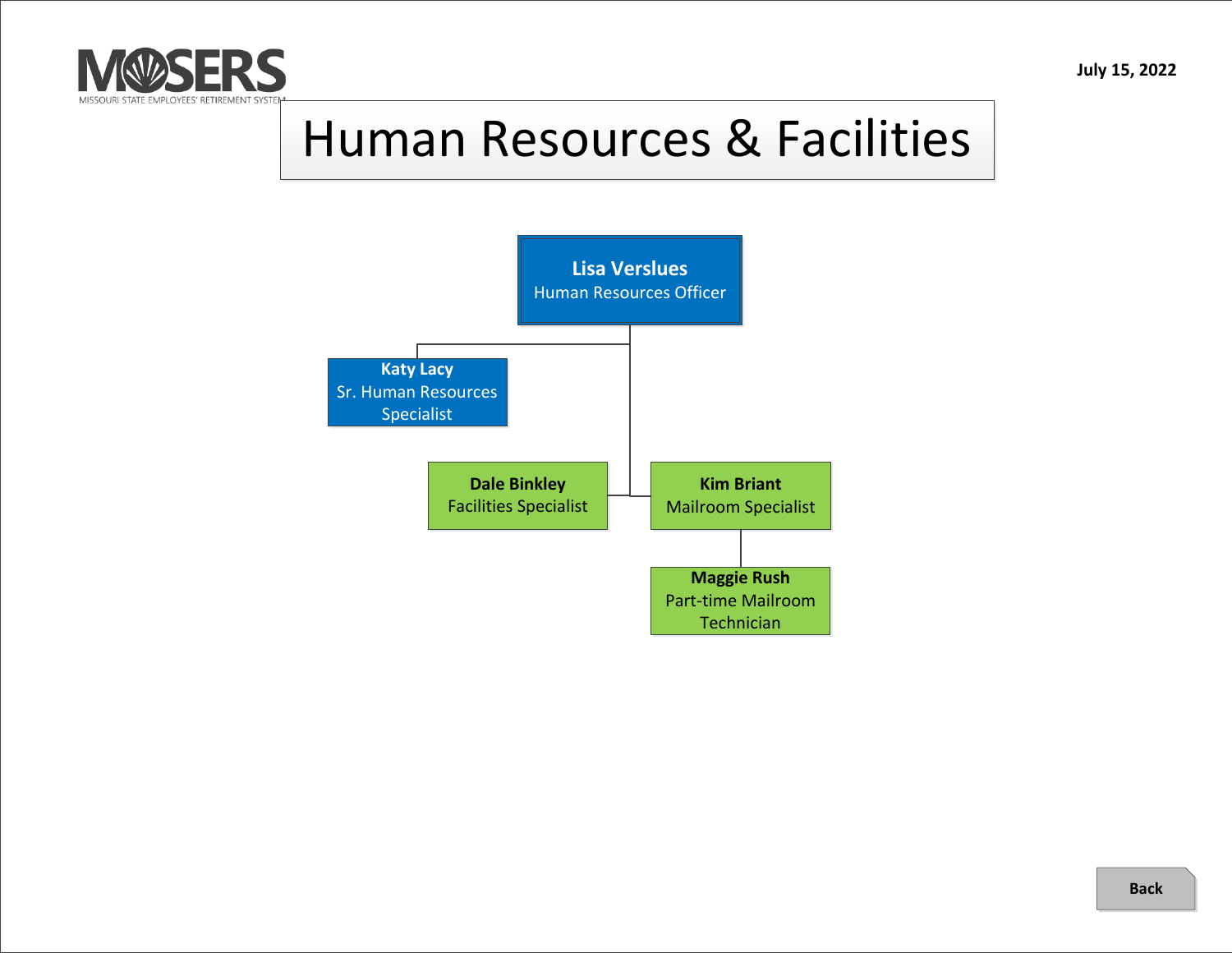MOSERS

MISSOURI STATE EMPLOYEES' RETIREMENT SYSTEM

July 15, 2022

# Human Resources & Facilities

**Lisa Verslues**
Human Resources Officer

- **Katy Lacy**
  Sr. Human Resources Specialist
- **Dale Binkley**
  Facilities Specialist
- **Kim Briant**
  Mailroom Specialist
  - **Maggie Rush**
    Part-time Mailroom Technician

Back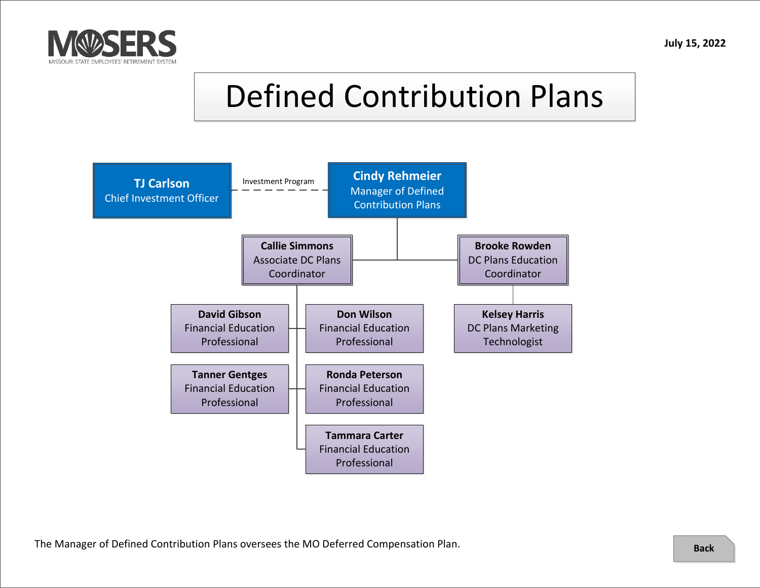July 15, 2022

# Defined Contribution Plans

**TJ Carlson**
Chief Investment Officer

*Investment Program* (dashed line to Manager of Defined Contribution Plans)

**Cindy Rehmeier**
Manager of Defined Contribution Plans

- **Callie Simmons** – Associate DC Plans Coordinator
  - **David Gibson** – Financial Education Professional
  - **Don Wilson** – Financial Education Professional
  - **Tanner Gentges** – Financial Education Professional
  - **Ronda Peterson** – Financial Education Professional
  - **Tammara Carter** – Financial Education Professional
- **Brooke Rowden** – DC Plans Education Coordinator
  - **Kelsey Harris** – DC Plans Marketing Technologist

The Manager of Defined Contribution Plans oversees the MO Deferred Compensation Plan.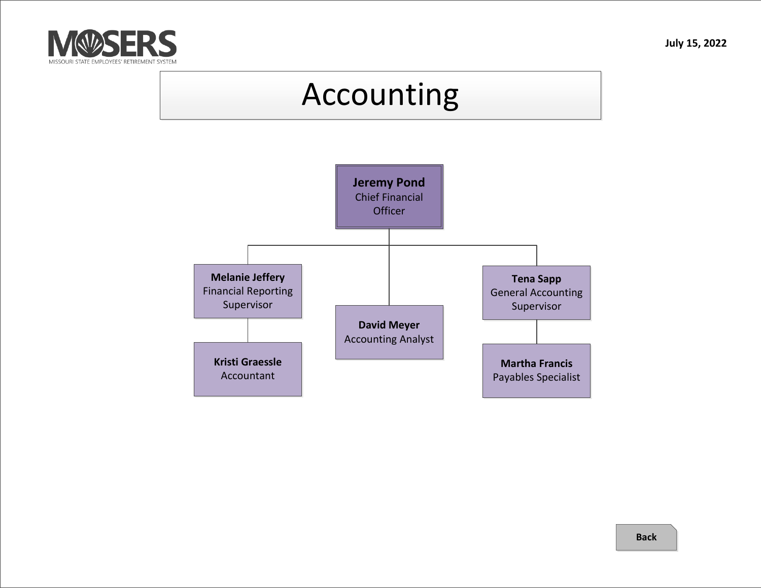MOSERS
MISSOURI STATE EMPLOYEES' RETIREMENT SYSTEM

July 15, 2022

# Accounting

- **Jeremy Pond** – Chief Financial Officer
  - **Melanie Jeffery** – Financial Reporting Supervisor
    - **Kristi Graessle** – Accountant
  - **David Meyer** – Accounting Analyst
  - **Tena Sapp** – General Accounting Supervisor
    - **Martha Francis** – Payables Specialist

Back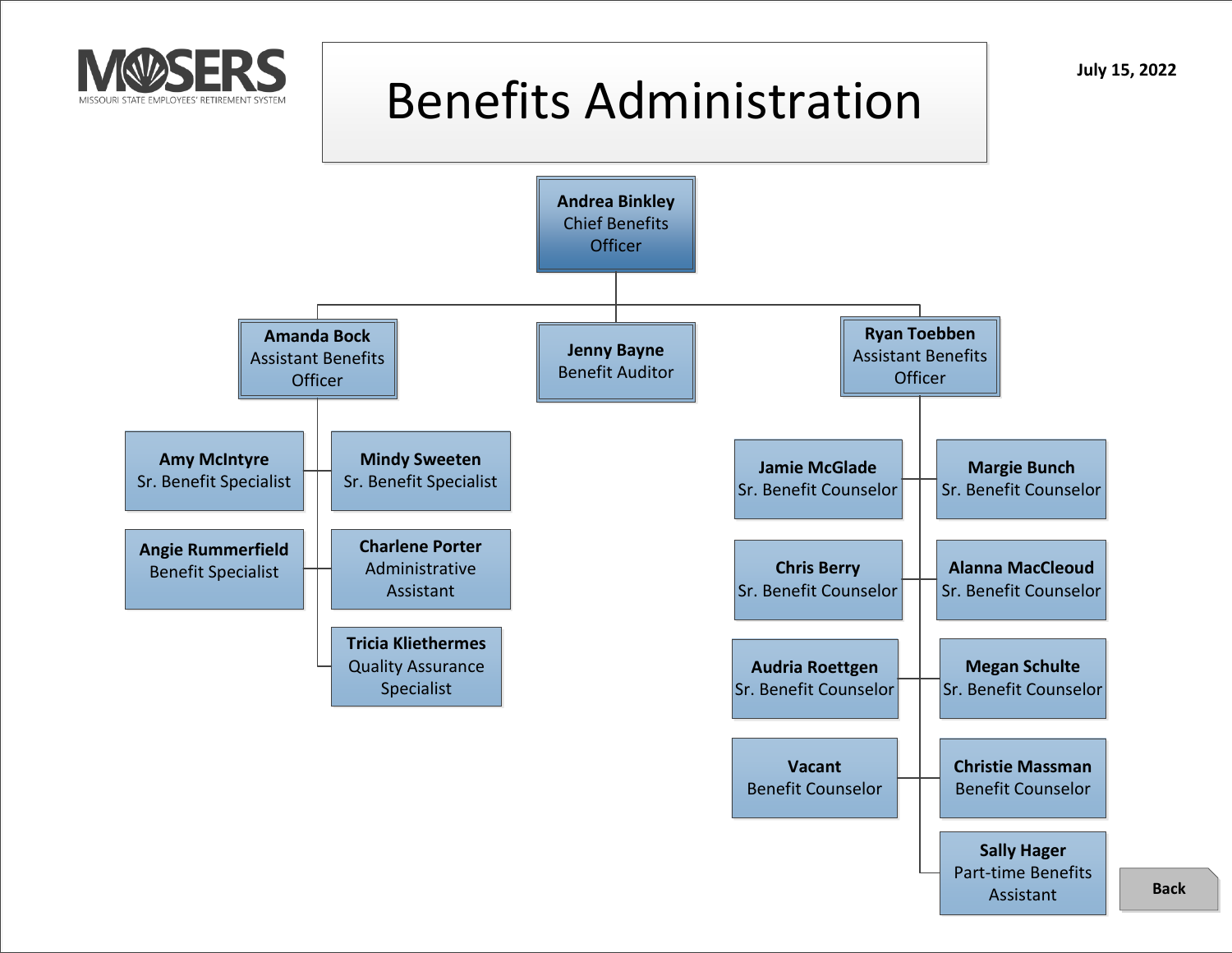MOSERS
MISSOURI STATE EMPLOYEES' RETIREMENT SYSTEM

# Benefits Administration

July 15, 2022

- **Andrea Binkley** – Chief Benefits Officer
  - **Amanda Bock** – Assistant Benefits Officer
    - **Amy McIntyre** – Sr. Benefit Specialist
    - **Mindy Sweeten** – Sr. Benefit Specialist
    - **Angie Rummerfield** – Benefit Specialist
    - **Charlene Porter** – Administrative Assistant
    - **Tricia Kliethermes** – Quality Assurance Specialist
  - **Jenny Bayne** – Benefit Auditor
  - **Ryan Toebben** – Assistant Benefits Officer
    - **Jamie McGlade** – Sr. Benefit Counselor
    - **Margie Bunch** – Sr. Benefit Counselor
    - **Chris Berry** – Sr. Benefit Counselor
    - **Alanna MacCleoud** – Sr. Benefit Counselor
    - **Audria Roettgen** – Sr. Benefit Counselor
    - **Megan Schulte** – Sr. Benefit Counselor
    - **Vacant** – Benefit Counselor
    - **Christie Massman** – Benefit Counselor
    - **Sally Hager** – Part-time Benefits Assistant

Back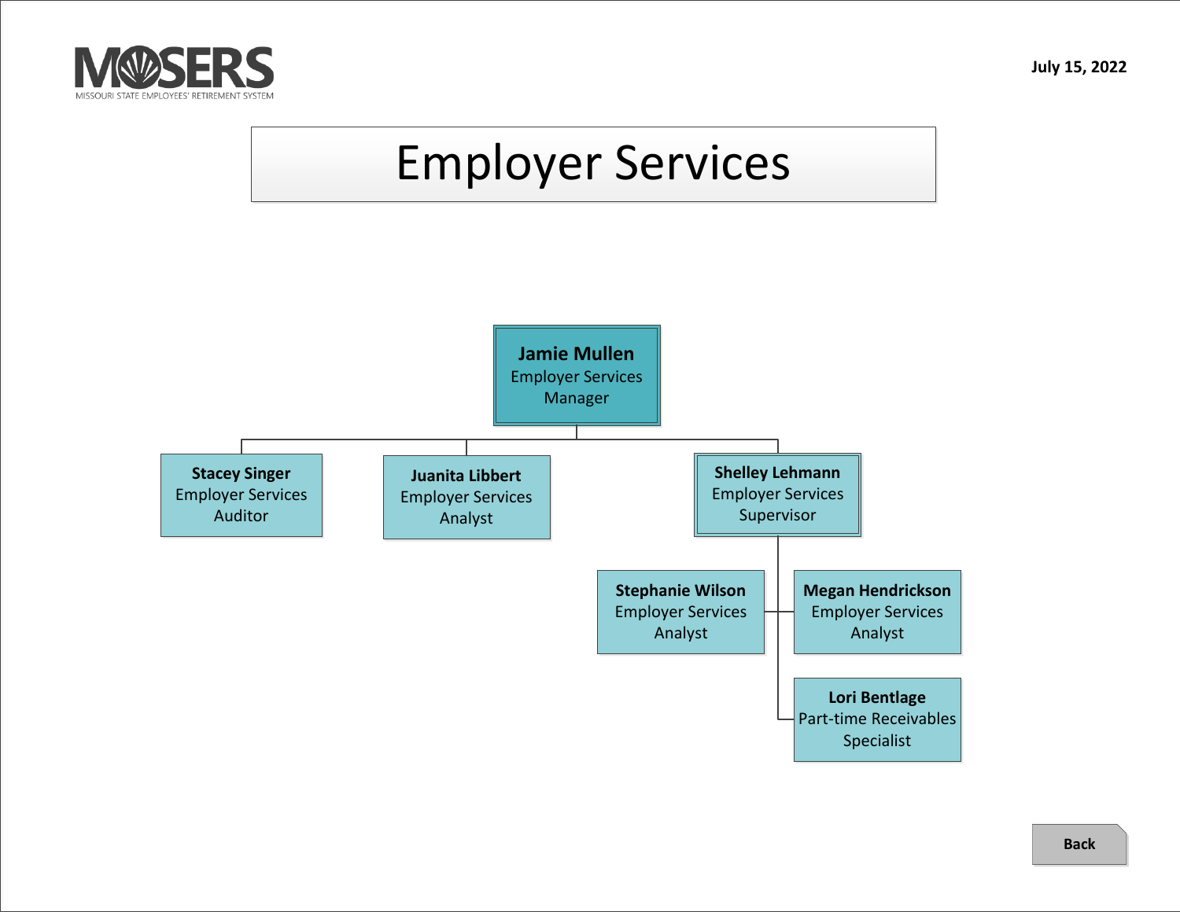MOSERS
MISSOURI STATE EMPLOYEES' RETIREMENT SYSTEM

July 15, 2022

# Employer Services

- **Jamie Mullen** – Employer Services Manager
  - **Stacey Singer** – Employer Services Auditor
  - **Juanita Libbert** – Employer Services Analyst
  - **Shelley Lehmann** – Employer Services Supervisor
    - **Stephanie Wilson** – Employer Services Analyst
    - **Megan Hendrickson** – Employer Services Analyst
    - **Lori Bentlage** – Part-time Receivables Specialist

Back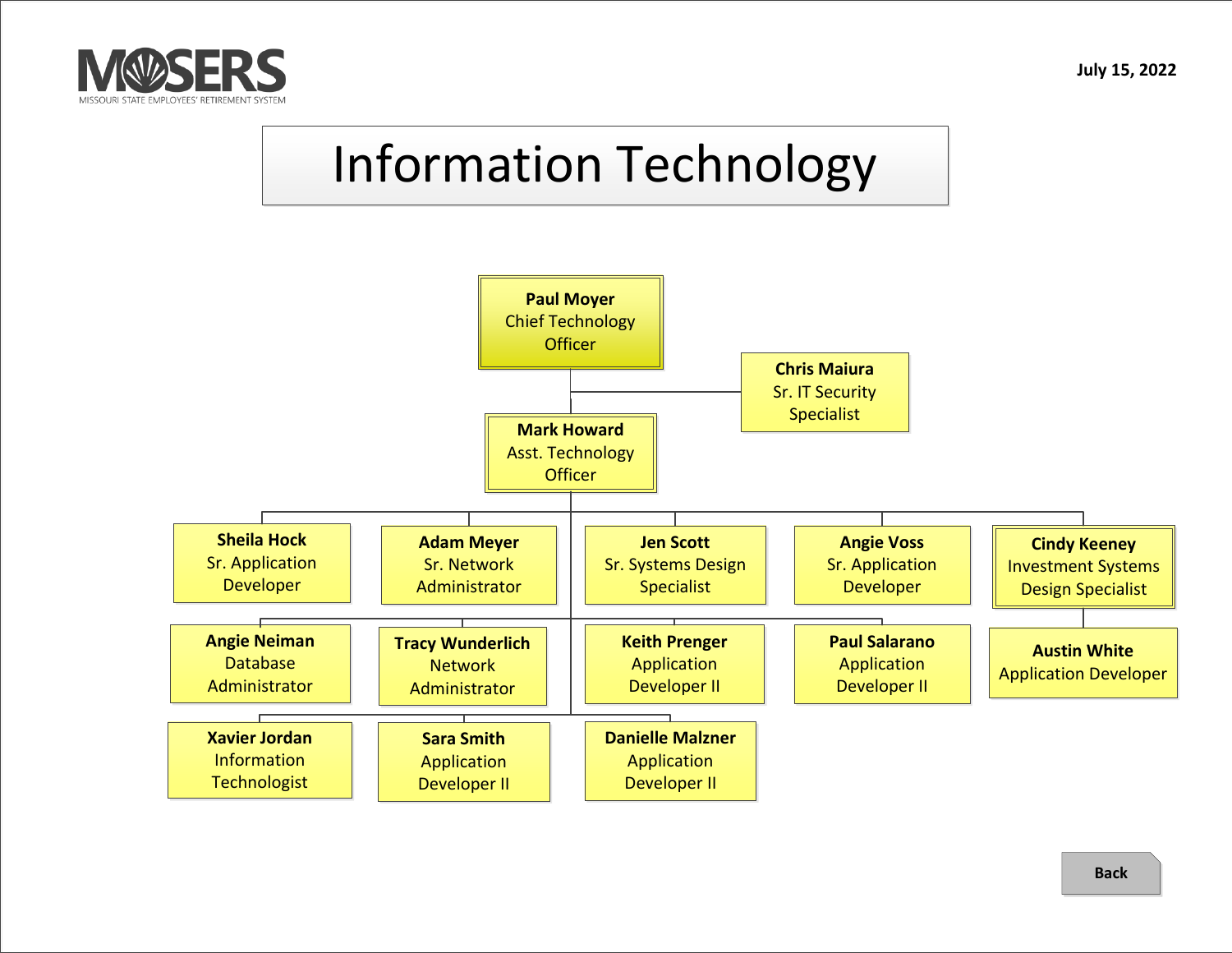MOSERS
MISSOURI STATE EMPLOYEES' RETIREMENT SYSTEM

July 15, 2022

# Information Technology

**Paul Moyer**
Chief Technology Officer

**Chris Maiura**
Sr. IT Security Specialist

**Mark Howard**
Asst. Technology Officer

**Sheila Hock**
Sr. Application Developer

**Adam Meyer**
Sr. Network Administrator

**Jen Scott**
Sr. Systems Design Specialist

**Angie Voss**
Sr. Application Developer

**Cindy Keeney**
Investment Systems Design Specialist

**Angie Neiman**
Database Administrator

**Tracy Wunderlich**
Network Administrator

**Keith Prenger**
Application Developer II

**Paul Salarano**
Application Developer II

**Austin White**
Application Developer

**Xavier Jordan**
Information Technologist

**Sara Smith**
Application Developer II

**Danielle Malzner**
Application Developer II

Back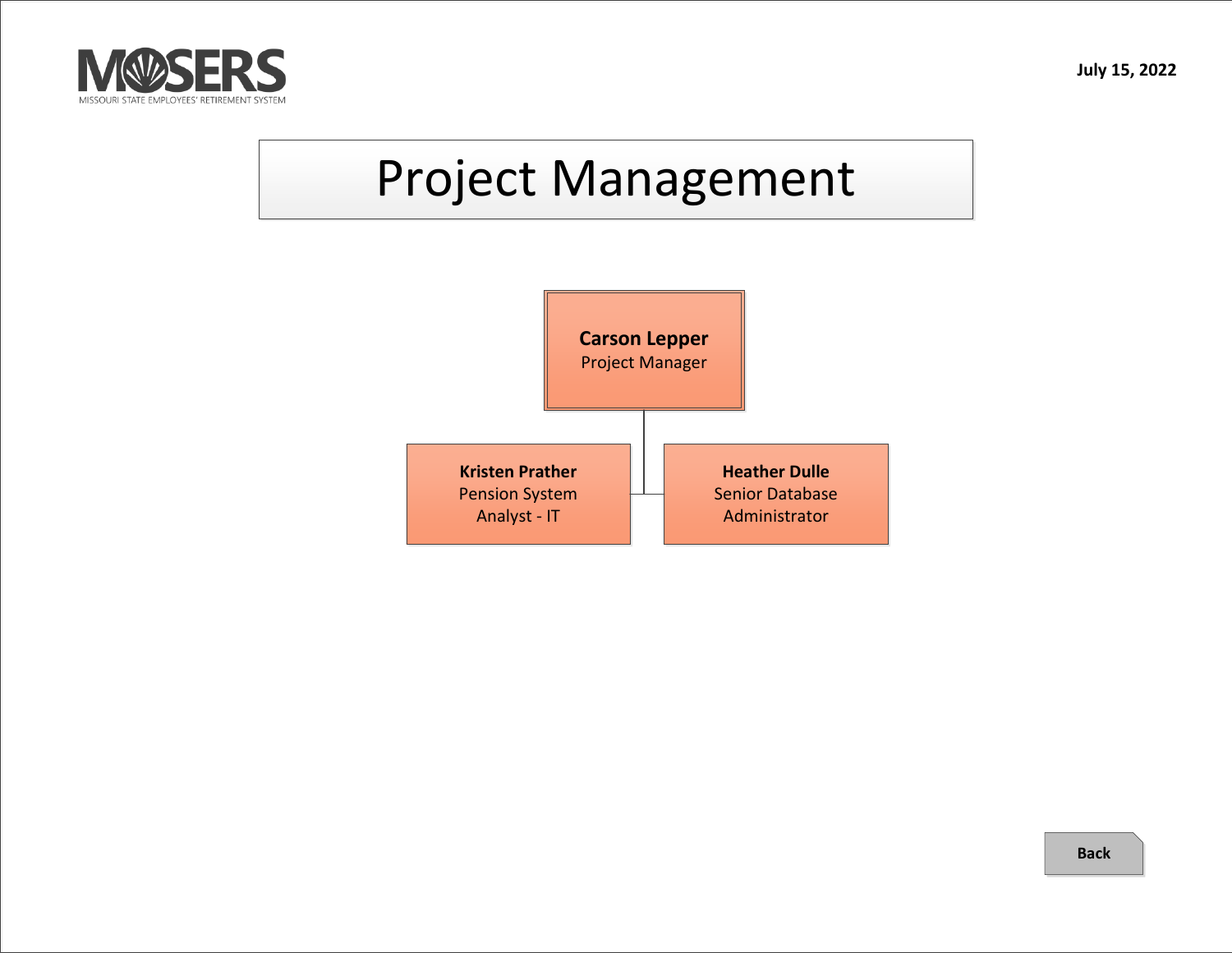MOSERS
MISSOURI STATE EMPLOYEES' RETIREMENT SYSTEM

July 15, 2022

# Project Management

**Carson Lepper**
Project Manager

**Kristen Prather**
Pension System Analyst - IT

**Heather Dulle**
Senior Database Administrator

Back